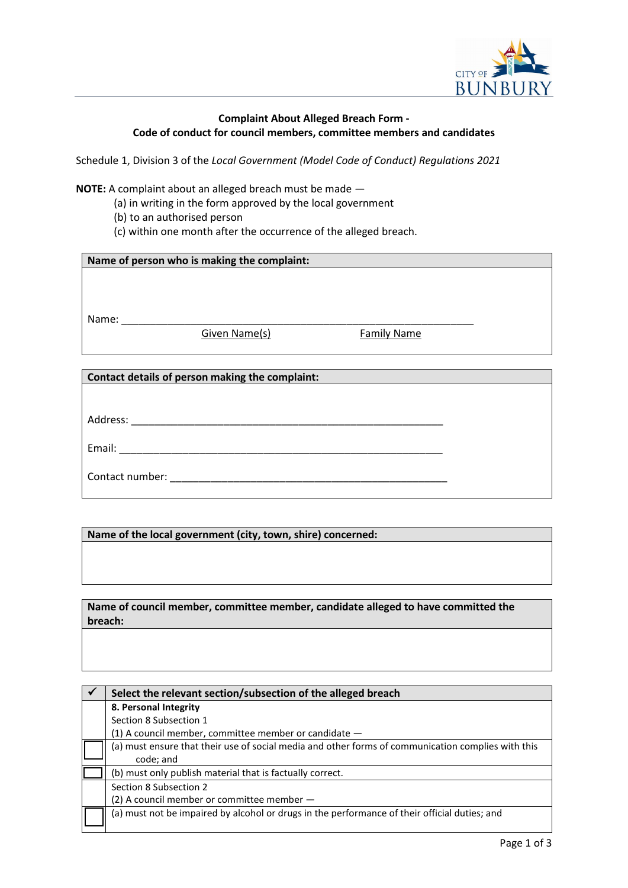**Complaint About Alleged Breach Form -**
**Code of conduct for council members, committee members and candidates**

Schedule 1, Division 3 of the *Local Government (Model Code of Conduct) Regulations 2021*

**NOTE:** A complaint about an alleged breach must be made —

(a) in writing in the form approved by the local government
(b) to an authorised person
(c) within one month after the occurrence of the alleged breach.

| **Name of person who is making the complaint:** |
|---|
| Name: ____________________________________________ <br> Given Name(s) Family Name |

| **Contact details of person making the complaint:** |
|---|
| Address: ____________________________________________ <br> Email: ____________________________________________ <br> Contact number: ____________________________________________ |

| **Name of the local government (city, town, shire) concerned:** |
|---|
| |

| **Name of council member, committee member, candidate alleged to have committed the breach:** |
|---|
| |

| ✓ | **Select the relevant section/subsection of the alleged breach** |
|---|---|
| | **8. Personal Integrity** <br> Section 8 Subsection 1 <br> (1) A council member, committee member or candidate — |
| ☐ | (a) must ensure that their use of social media and other forms of communication complies with this code; and |
| ☐ | (b) must only publish material that is factually correct. |
| | Section 8 Subsection 2 <br> (2) A council member or committee member — |
| ☐ | (a) must not be impaired by alcohol or drugs in the performance of their official duties; and |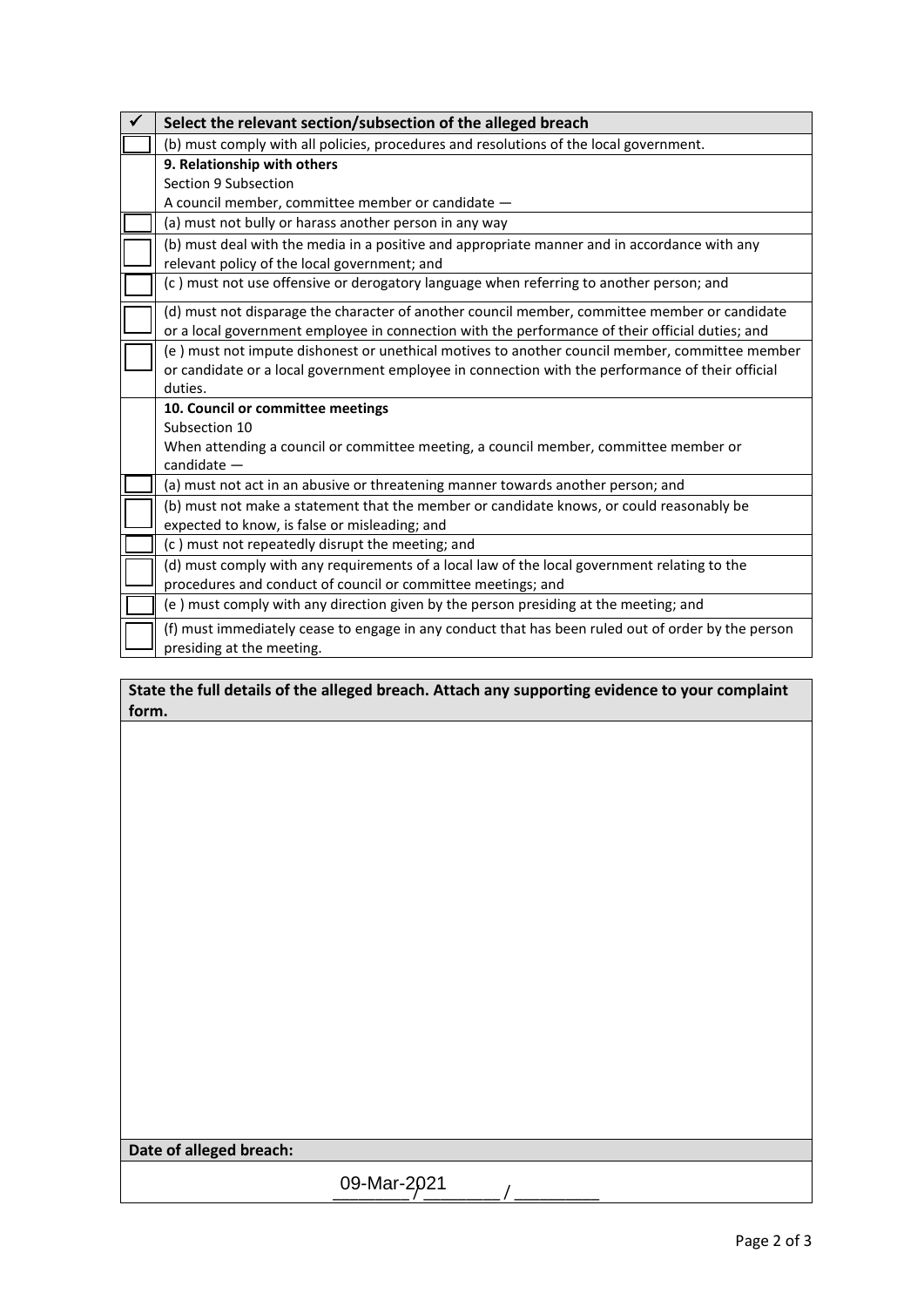| ✓ | Select the relevant section/subsection of the alleged breach |
|---|---|
| ☐ | (b) must comply with all policies, procedures and resolutions of the local government. |
| | **9. Relationship with others**<br>Section 9 Subsection<br>A council member, committee member or candidate — |
| ☐ | (a) must not bully or harass another person in any way |
| ☐ | (b) must deal with the media in a positive and appropriate manner and in accordance with any relevant policy of the local government; and |
| ☐ | (c ) must not use offensive or derogatory language when referring to another person; and |
| ☐ | (d) must not disparage the character of another council member, committee member or candidate or a local government employee in connection with the performance of their official duties; and |
| ☐ | (e ) must not impute dishonest or unethical motives to another council member, committee member or candidate or a local government employee in connection with the performance of their official duties. |
| | **10. Council or committee meetings**<br>Subsection 10<br>When attending a council or committee meeting, a council member, committee member or candidate — |
| ☐ | (a) must not act in an abusive or threatening manner towards another person; and |
| ☐ | (b) must not make a statement that the member or candidate knows, or could reasonably be expected to know, is false or misleading; and |
| ☐ | (c ) must not repeatedly disrupt the meeting; and |
| ☐ | (d) must comply with any requirements of a local law of the local government relating to the procedures and conduct of council or committee meetings; and |
| ☐ | (e ) must comply with any direction given by the person presiding at the meeting; and |
| ☐ | (f) must immediately cease to engage in any conduct that has been ruled out of order by the person presiding at the meeting. |

| State the full details of the alleged breach. Attach any supporting evidence to your complaint form. |
|---|
| |

| Date of alleged breach: |
|---|
| 09-Mar-2021 |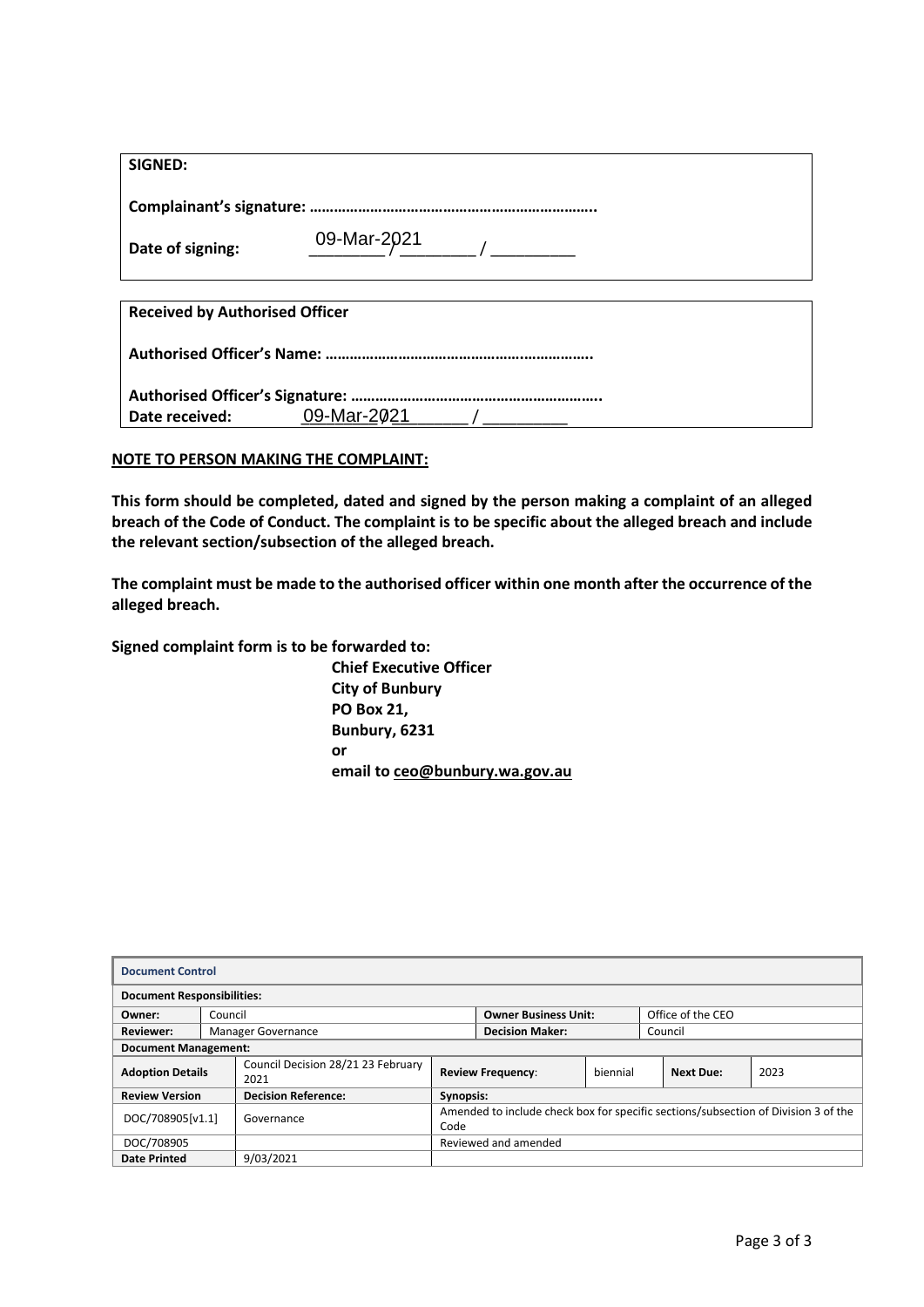| **SIGNED:** |
|---|
| **Complainant's signature: ……………………………………………………………..** |
| **Date of signing:** 09-Mar-2021 |

| **Received by Authorised Officer** |
|---|
| **Authorised Officer's Name: ………………………………………………………..** |
| **Authorised Officer's Signature: ……………………………………………………..** |
| **Date received:** 09-Mar-2021 |

**NOTE TO PERSON MAKING THE COMPLAINT:**

**This form should be completed, dated and signed by the person making a complaint of an alleged breach of the Code of Conduct. The complaint is to be specific about the alleged breach and include the relevant section/subsection of the alleged breach.**

**The complaint must be made to the authorised officer within one month after the occurrence of the alleged breach.**

**Signed complaint form is to be forwarded to:**

**Chief Executive Officer**
**City of Bunbury**
**PO Box 21,**
**Bunbury, 6231**
**or**
**email to ceo@bunbury.wa.gov.au**

| **Document Control** | | | | | | |
|---|---|---|---|---|---|---|
| **Document Responsibilities:** | | | | | | |
| **Owner:** | Council | | **Owner Business Unit:** | | Office of the CEO | |
| **Reviewer:** | Manager Governance | | **Decision Maker:** | | Council | |
| **Document Management:** | | | | | | |
| **Adoption Details** | Council Decision 28/21 23 February 2021 | | **Review Frequency**: | biennial | **Next Due:** | 2023 |
| **Review Version** | **Decision Reference:** | | **Synopsis:** | | | |
| DOC/708905[v1.1] | Governance | | Amended to include check box for specific sections/subsection of Division 3 of the Code | | | |
| DOC/708905 | | | Reviewed and amended | | | |
| **Date Printed** | 9/03/2021 | | | | | |